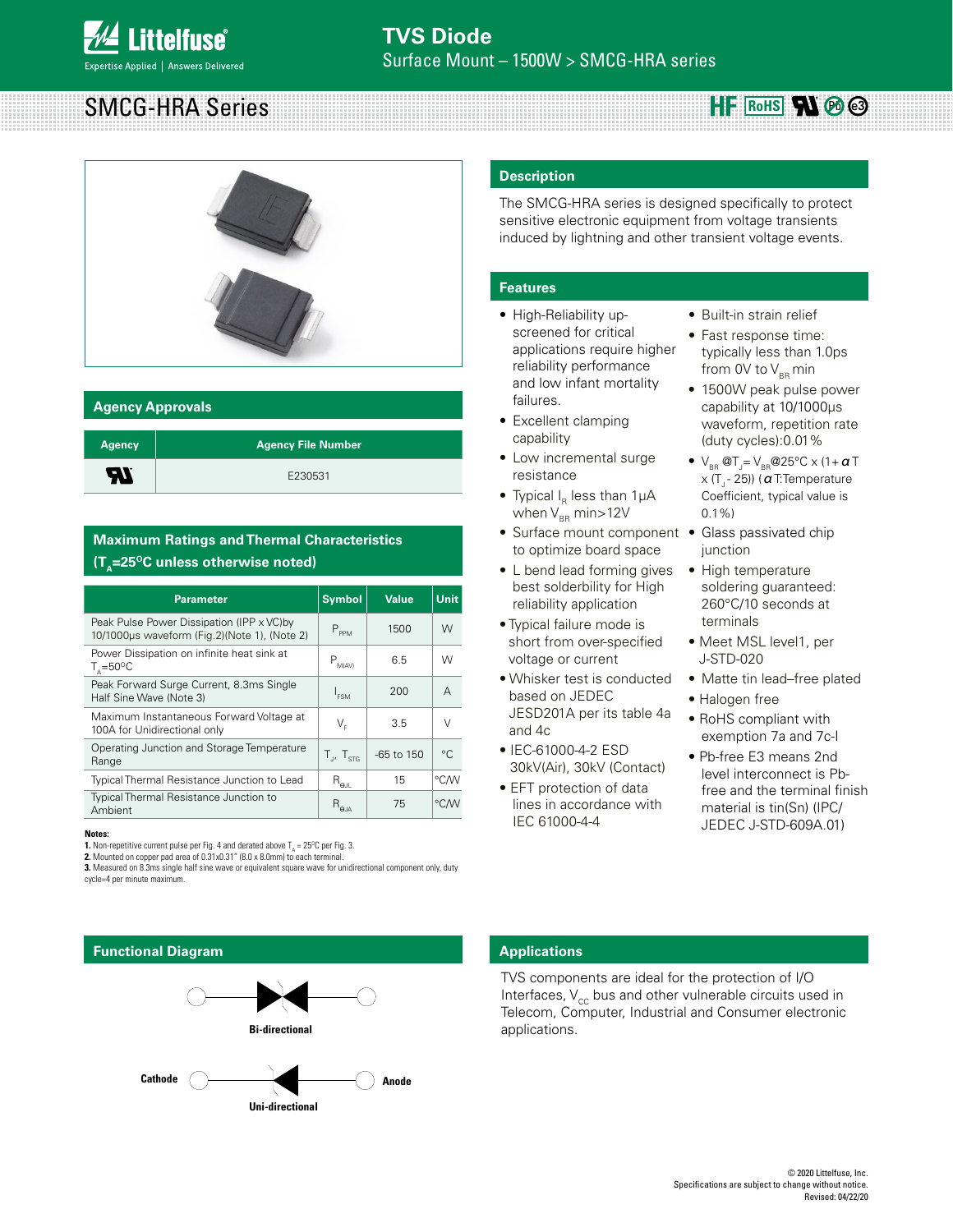# TVS Diode

Surface Mount – 1500W > SMCG-HRA series

## SMCG-HRA Series

## Description

The SMCG-HRA series is designed specifically to protect sensitive electronic equipment from voltage transients induced by lightning and other transient voltage events.

## Features

- High-Reliability up-screened for critical applications require higher reliability performance and low infant mortality failures.
- Excellent clamping capability
- Low incremental surge resistance
- Typical $I_R$ less than 1μA when $V_{BR}$ min>12V
- Surface mount component to optimize board space
- L bend lead forming gives best solderbility for High reliability application
- Typical failure mode is short from over-specified voltage or current
- Whisker test is conducted based on JEDEC JESD201A per its table 4a and 4c
- IEC-61000-4-2 ESD 30kV(Air), 30kV (Contact)
- EFT protection of data lines in accordance with IEC 61000-4-4
- Built-in strain relief
- Fast response time: typically less than 1.0ps from 0V to $V_{BR}$ min
- 1500W peak pulse power capability at 10/1000μs waveform, repetition rate (duty cycles):0.01%
- $V_{BR}$ @$T_J$= $V_{BR}$@25°C x (1+ $\alpha$T x ($T_J$ - 25)) ($\alpha$T:Temperature Coefficient, typical value is 0.1%)
- Glass passivated chip junction
- High temperature soldering guaranteed: 260°C/10 seconds at terminals
- Meet MSL level1, per J-STD-020
- Matte tin lead–free plated
- Halogen free
- RoHS compliant with exemption 7a and 7c-I
- Pb-free E3 means 2nd level interconnect is Pb-free and the terminal finish material is tin(Sn) (IPC/JEDEC J-STD-609A.01)

## Agency Approvals

| Agency | Agency File Number |
|---|---|
| UL | E230531 |

## Maximum Ratings and Thermal Characteristics ($T_A$=25°C unless otherwise noted)

| Parameter | Symbol | Value | Unit |
|---|---|---|---|
| Peak Pulse Power Dissipation (IPP x VC)by 10/1000μs waveform (Fig.2)(Note 1), (Note 2) | $P_{PPM}$ | 1500 | W |
| Power Dissipation on infinite heat sink at $T_A$=50°C | $P_{M(AV)}$ | 6.5 | W |
| Peak Forward Surge Current, 8.3ms Single Half Sine Wave (Note 3) | $I_{FSM}$ | 200 | A |
| Maximum Instantaneous Forward Voltage at 100A for Unidirectional only | $V_F$ | 3.5 | V |
| Operating Junction and Storage Temperature Range | $T_J$, $T_{STG}$ | -65 to 150 | °C |
| Typical Thermal Resistance Junction to Lead | $R_{\theta JL}$ | 15 | °C/W |
| Typical Thermal Resistance Junction to Ambient | $R_{\theta JA}$ | 75 | °C/W |

**Notes:**

1. Non-repetitive current pulse per Fig. 4 and derated above $T_A$ = 25°C per Fig. 3.
2. Mounted on copper pad area of 0.31x0.31" (8.0 x 8.0mm) to each terminal.
3. Measured on 8.3ms single half sine wave or equivalent square wave for unidirectional component only, duty cycle=4 per minute maximum.

## Functional Diagram

Bi-directional

Cathode — Anode

Uni-directional

## Applications

TVS components are ideal for the protection of I/O Interfaces, $V_{CC}$ bus and other vulnerable circuits used in Telecom, Computer, Industrial and Consumer electronic applications.

© 2020 Littelfuse, Inc.
Specifications are subject to change without notice.
Revised: 04/22/20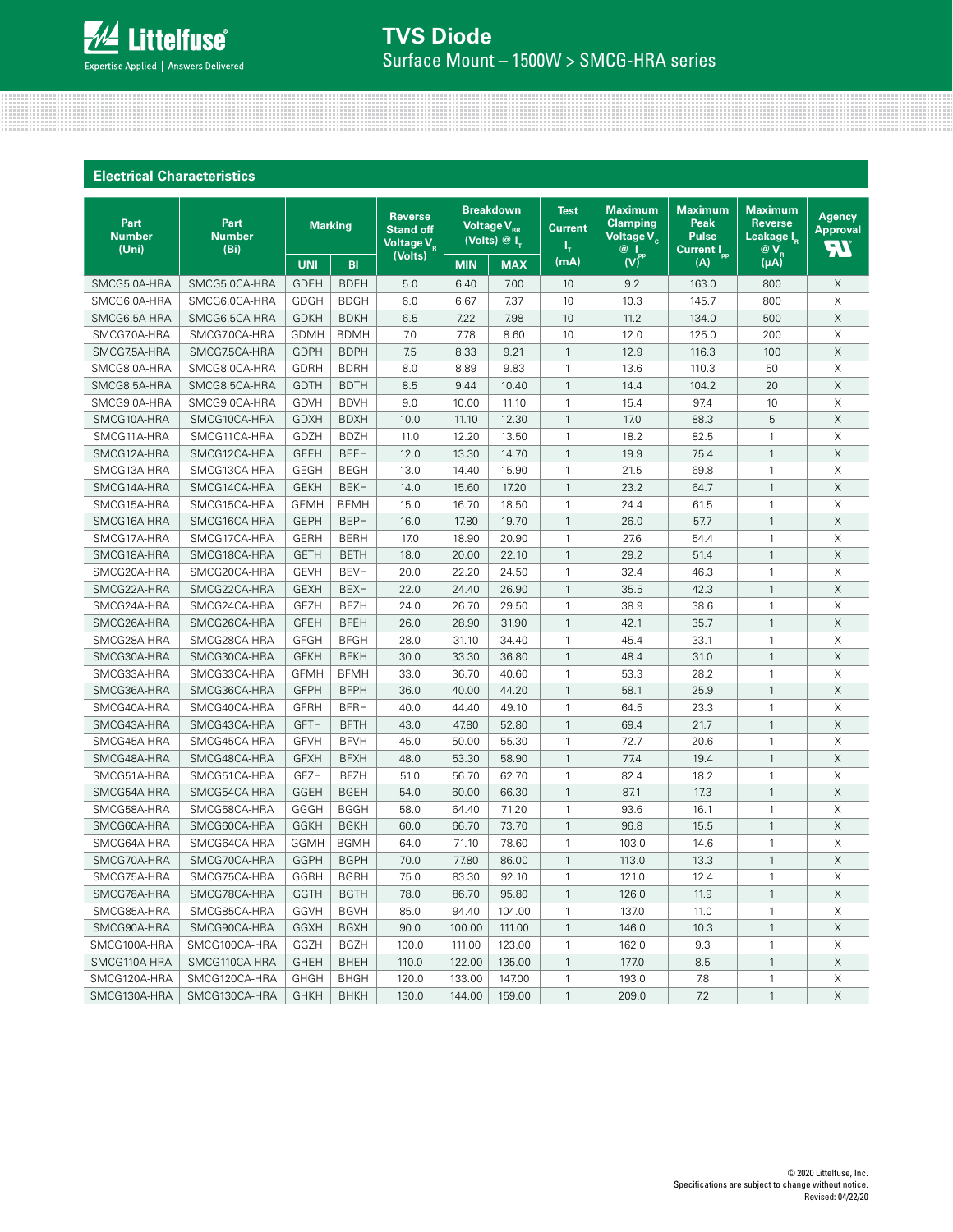## Electrical Characteristics

| Part Number (Uni) | Part Number (Bi) | Marking | | Reverse Stand off Voltage $V_R$ (Volts) | Breakdown Voltage $V_{BR}$ (Volts) @ $I_T$ | | Test Current $I_T$ (mA) | Maximum Clamping Voltage $V_C$ @ $I_{PP}$ (V) | Maximum Peak Pulse Current $I_{PP}$ (A) | Maximum Reverse Leakage $I_R$ @ $V_R$ (µA) | Agency Approval |
|---|---|---|---|---|---|---|---|---|---|---|---|
| | | UNI | BI | | MIN | MAX | | | | | |
| SMCG5.0A-HRA | SMCG5.0CA-HRA | GDEH | BDEH | 5.0 | 6.40 | 7.00 | 10 | 9.2 | 163.0 | 800 | X |
| SMCG6.0A-HRA | SMCG6.0CA-HRA | GDGH | BDGH | 6.0 | 6.67 | 7.37 | 10 | 10.3 | 145.7 | 800 | X |
| SMCG6.5A-HRA | SMCG6.5CA-HRA | GDKH | BDKH | 6.5 | 7.22 | 7.98 | 10 | 11.2 | 134.0 | 500 | X |
| SMCG7.0A-HRA | SMCG7.0CA-HRA | GDMH | BDMH | 7.0 | 7.78 | 8.60 | 10 | 12.0 | 125.0 | 200 | X |
| SMCG7.5A-HRA | SMCG7.5CA-HRA | GDPH | BDPH | 7.5 | 8.33 | 9.21 | 1 | 12.9 | 116.3 | 100 | X |
| SMCG8.0A-HRA | SMCG8.0CA-HRA | GDRH | BDRH | 8.0 | 8.89 | 9.83 | 1 | 13.6 | 110.3 | 50 | X |
| SMCG8.5A-HRA | SMCG8.5CA-HRA | GDTH | BDTH | 8.5 | 9.44 | 10.40 | 1 | 14.4 | 104.2 | 20 | X |
| SMCG9.0A-HRA | SMCG9.0CA-HRA | GDVH | BDVH | 9.0 | 10.00 | 11.10 | 1 | 15.4 | 97.4 | 10 | X |
| SMCG10A-HRA | SMCG10CA-HRA | GDXH | BDXH | 10.0 | 11.10 | 12.30 | 1 | 17.0 | 88.3 | 5 | X |
| SMCG11A-HRA | SMCG11CA-HRA | GDZH | BDZH | 11.0 | 12.20 | 13.50 | 1 | 18.2 | 82.5 | 1 | X |
| SMCG12A-HRA | SMCG12CA-HRA | GEEH | BEEH | 12.0 | 13.30 | 14.70 | 1 | 19.9 | 75.4 | 1 | X |
| SMCG13A-HRA | SMCG13CA-HRA | GEGH | BEGH | 13.0 | 14.40 | 15.90 | 1 | 21.5 | 69.8 | 1 | X |
| SMCG14A-HRA | SMCG14CA-HRA | GEKH | BEKH | 14.0 | 15.60 | 17.20 | 1 | 23.2 | 64.7 | 1 | X |
| SMCG15A-HRA | SMCG15CA-HRA | GEMH | BEMH | 15.0 | 16.70 | 18.50 | 1 | 24.4 | 61.5 | 1 | X |
| SMCG16A-HRA | SMCG16CA-HRA | GEPH | BEPH | 16.0 | 17.80 | 19.70 | 1 | 26.0 | 57.7 | 1 | X |
| SMCG17A-HRA | SMCG17CA-HRA | GERH | BERH | 17.0 | 18.90 | 20.90 | 1 | 27.6 | 54.4 | 1 | X |
| SMCG18A-HRA | SMCG18CA-HRA | GETH | BETH | 18.0 | 20.00 | 22.10 | 1 | 29.2 | 51.4 | 1 | X |
| SMCG20A-HRA | SMCG20CA-HRA | GEVH | BEVH | 20.0 | 22.20 | 24.50 | 1 | 32.4 | 46.3 | 1 | X |
| SMCG22A-HRA | SMCG22CA-HRA | GEXH | BEXH | 22.0 | 24.40 | 26.90 | 1 | 35.5 | 42.3 | 1 | X |
| SMCG24A-HRA | SMCG24CA-HRA | GEZH | BEZH | 24.0 | 26.70 | 29.50 | 1 | 38.9 | 38.6 | 1 | X |
| SMCG26A-HRA | SMCG26CA-HRA | GFEH | BFEH | 26.0 | 28.90 | 31.90 | 1 | 42.1 | 35.7 | 1 | X |
| SMCG28A-HRA | SMCG28CA-HRA | GFGH | BFGH | 28.0 | 31.10 | 34.40 | 1 | 45.4 | 33.1 | 1 | X |
| SMCG30A-HRA | SMCG30CA-HRA | GFKH | BFKH | 30.0 | 33.30 | 36.80 | 1 | 48.4 | 31.0 | 1 | X |
| SMCG33A-HRA | SMCG33CA-HRA | GFMH | BFMH | 33.0 | 36.70 | 40.60 | 1 | 53.3 | 28.2 | 1 | X |
| SMCG36A-HRA | SMCG36CA-HRA | GFPH | BFPH | 36.0 | 40.00 | 44.20 | 1 | 58.1 | 25.9 | 1 | X |
| SMCG40A-HRA | SMCG40CA-HRA | GFRH | BFRH | 40.0 | 44.40 | 49.10 | 1 | 64.5 | 23.3 | 1 | X |
| SMCG43A-HRA | SMCG43CA-HRA | GFTH | BFTH | 43.0 | 47.80 | 52.80 | 1 | 69.4 | 21.7 | 1 | X |
| SMCG45A-HRA | SMCG45CA-HRA | GFVH | BFVH | 45.0 | 50.00 | 55.30 | 1 | 72.7 | 20.6 | 1 | X |
| SMCG48A-HRA | SMCG48CA-HRA | GFXH | BFXH | 48.0 | 53.30 | 58.90 | 1 | 77.4 | 19.4 | 1 | X |
| SMCG51A-HRA | SMCG51CA-HRA | GFZH | BFZH | 51.0 | 56.70 | 62.70 | 1 | 82.4 | 18.2 | 1 | X |
| SMCG54A-HRA | SMCG54CA-HRA | GGEH | BGEH | 54.0 | 60.00 | 66.30 | 1 | 87.1 | 17.3 | 1 | X |
| SMCG58A-HRA | SMCG58CA-HRA | GGGH | BGGH | 58.0 | 64.40 | 71.20 | 1 | 93.6 | 16.1 | 1 | X |
| SMCG60A-HRA | SMCG60CA-HRA | GGKH | BGKH | 60.0 | 66.70 | 73.70 | 1 | 96.8 | 15.5 | 1 | X |
| SMCG64A-HRA | SMCG64CA-HRA | GGMH | BGMH | 64.0 | 71.10 | 78.60 | 1 | 103.0 | 14.6 | 1 | X |
| SMCG70A-HRA | SMCG70CA-HRA | GGPH | BGPH | 70.0 | 77.80 | 86.00 | 1 | 113.0 | 13.3 | 1 | X |
| SMCG75A-HRA | SMCG75CA-HRA | GGRH | BGRH | 75.0 | 83.30 | 92.10 | 1 | 121.0 | 12.4 | 1 | X |
| SMCG78A-HRA | SMCG78CA-HRA | GGTH | BGTH | 78.0 | 86.70 | 95.80 | 1 | 126.0 | 11.9 | 1 | X |
| SMCG85A-HRA | SMCG85CA-HRA | GGVH | BGVH | 85.0 | 94.40 | 104.00 | 1 | 137.0 | 11.0 | 1 | X |
| SMCG90A-HRA | SMCG90CA-HRA | GGXH | BGXH | 90.0 | 100.00 | 111.00 | 1 | 146.0 | 10.3 | 1 | X |
| SMCG100A-HRA | SMCG100CA-HRA | GGZH | BGZH | 100.0 | 111.00 | 123.00 | 1 | 162.0 | 9.3 | 1 | X |
| SMCG110A-HRA | SMCG110CA-HRA | GHEH | BHEH | 110.0 | 122.00 | 135.00 | 1 | 177.0 | 8.5 | 1 | X |
| SMCG120A-HRA | SMCG120CA-HRA | GHGH | BHGH | 120.0 | 133.00 | 147.00 | 1 | 193.0 | 7.8 | 1 | X |
| SMCG130A-HRA | SMCG130CA-HRA | GHKH | BHKH | 130.0 | 144.00 | 159.00 | 1 | 209.0 | 7.2 | 1 | X |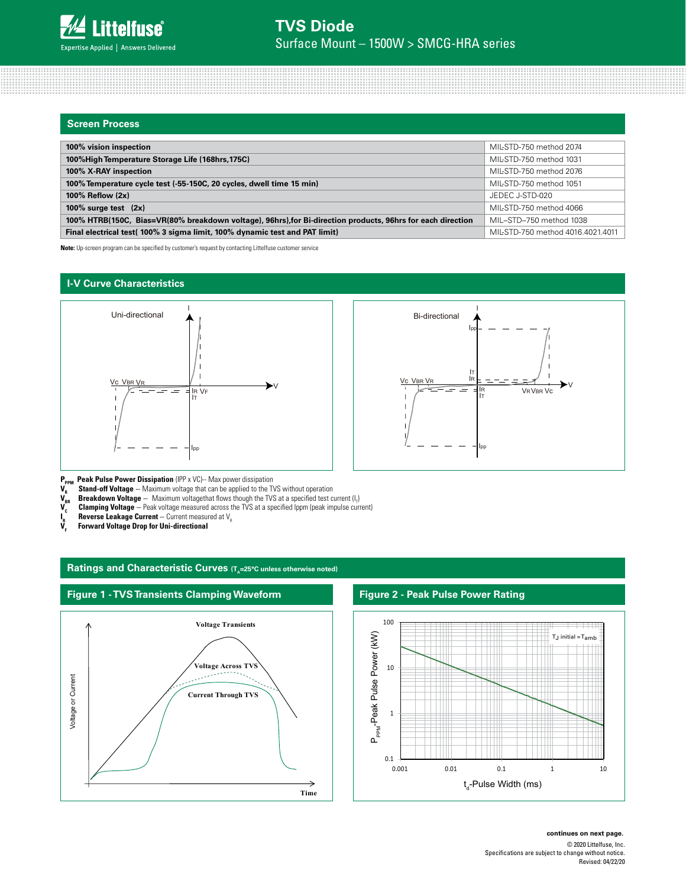## Screen Process

| | |
|---|---|
| **100% vision inspection** | MIL-STD-750 method 2074 |
| **100%High Temperature Storage Life (168hrs,175C)** | MIL-STD-750 method 1031 |
| **100% X-RAY inspection** | MIL-STD-750 method 2076 |
| **100% Temperature cycle test (-55-150C, 20 cycles, dwell time 15 min)** | MIL-STD-750 method 1051 |
| **100% Reflow (2x)** | JEDEC J-STD-020 |
| **100% surge test (2x)** | MIL-STD-750 method 4066 |
| **100% HTRB(150C, Bias=VR(80% breakdown voltage), 96hrs),for Bi-direction products, 96hrs for each direction** | MIL–STD–750 method 1038 |
| **Final electrical test( 100% 3 sigma limit, 100% dynamic test and PAT limit)** | MIL-STD-750 method 4016.4021.4011 |

**Note:** Up-screen program can be specified by customer's request by contacting Littelfuse customer service

## I-V Curve Characteristics

$P_{PPM}$ **Peak Pulse Power Dissipation** (IPP x VC)-- Max power dissipation
$V_R$ **Stand-off Voltage** -- Maximum voltage that can be applied to the TVS without operation
$V_{BR}$ **Breakdown Voltage** -- Maximum voltagethat flows though the TVS at a specified test current ($I_T$)
$V_C$ **Clamping Voltage** -- Peak voltage measured across the TVS at a specified Ippm (peak impulse current)
$I_R$ **Reverse Leakage Current** -- Current measured at $V_R$
$V_F$ **Forward Voltage Drop for Uni-directional**

## Ratings and Characteristic Curves ($T_A$=25°C unless otherwise noted)

### Figure 1 - TVS Transients Clamping Waveform

### Figure 2 - Peak Pulse Power Rating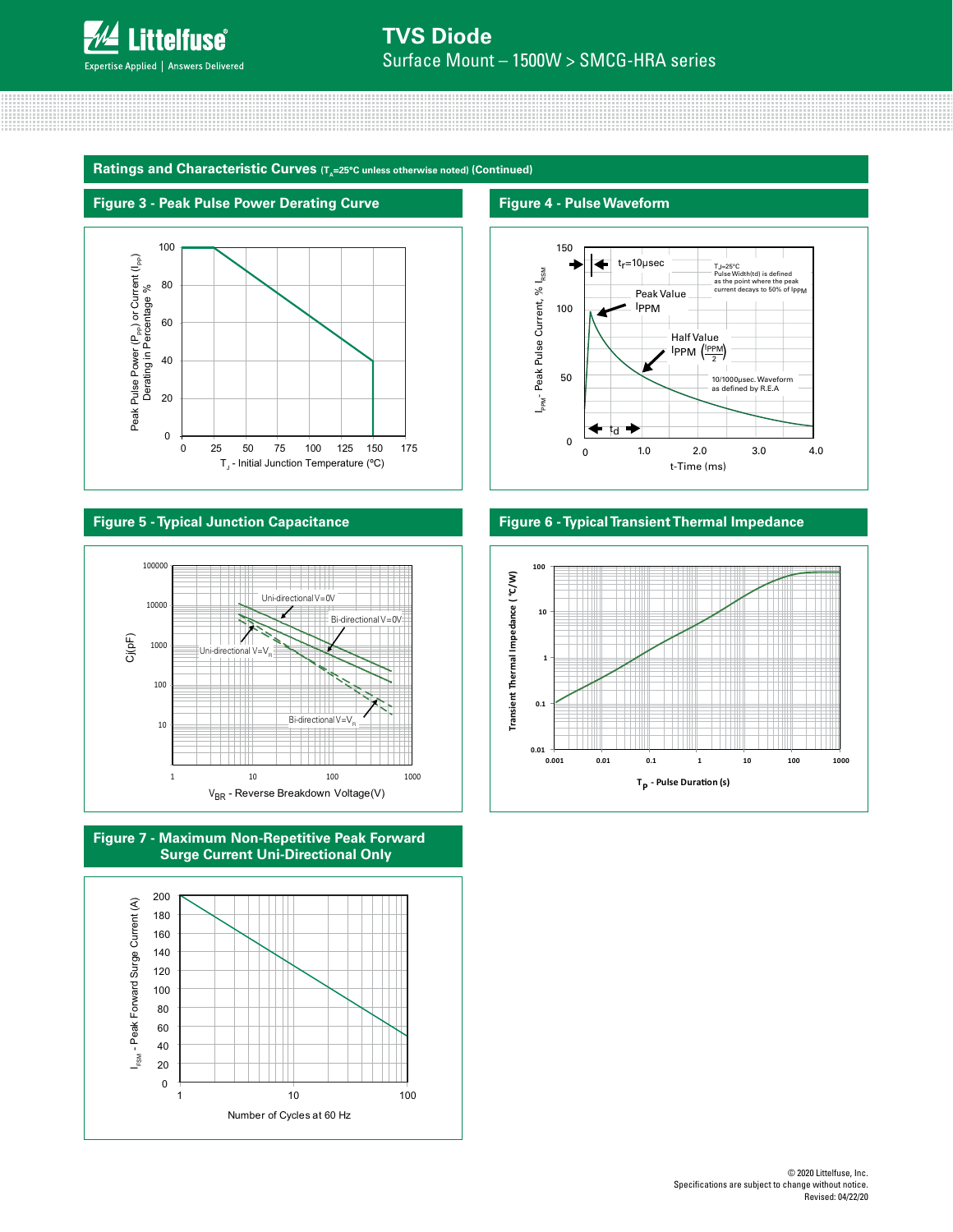## Ratings and Characteristic Curves ($T_A$=25°C unless otherwise noted) (Continued)

### Figure 3 - Peak Pulse Power Derating Curve

Peak Pulse Power ($P_{PP}$) or Current ($I_{PP}$) Derating in Percentage %

$T_J$ - Initial Junction Temperature (ºC)

### Figure 4 - Pulse Waveform

$I_{PPM}$ - Peak Pulse Current, % $I_{RSM}$

t-Time (ms)

$t_r$=10μsec

$T_J$=25°C
Pulse Width(td) is defined as the point where the peak current decays to 50% of $I_{PPM}$

Peak Value $I_{PPM}$

Half Value $I_{PPM}$ $\left(\frac{I_{PPM}}{2}\right)$

10/1000μsec. Waveform as defined by R.E.A

td

### Figure 5 - Typical Junction Capacitance

Cj(pF)

$V_{BR}$ - Reverse Breakdown Voltage(V)

Uni-directional V=0V

Bi-directional V=0V

Uni-directional V=$V_R$

Bi-directional V=$V_R$

### Figure 6 - Typical Transient Thermal Impedance

Transient Thermal Impedance ( °C/W)

$T_P$ - Pulse Duration (s)

### Figure 7 - Maximum Non-Repetitive Peak Forward Surge Current Uni-Directional Only

$I_{FSM}$ - Peak Forward Surge Current (A)

Number of Cycles at 60 Hz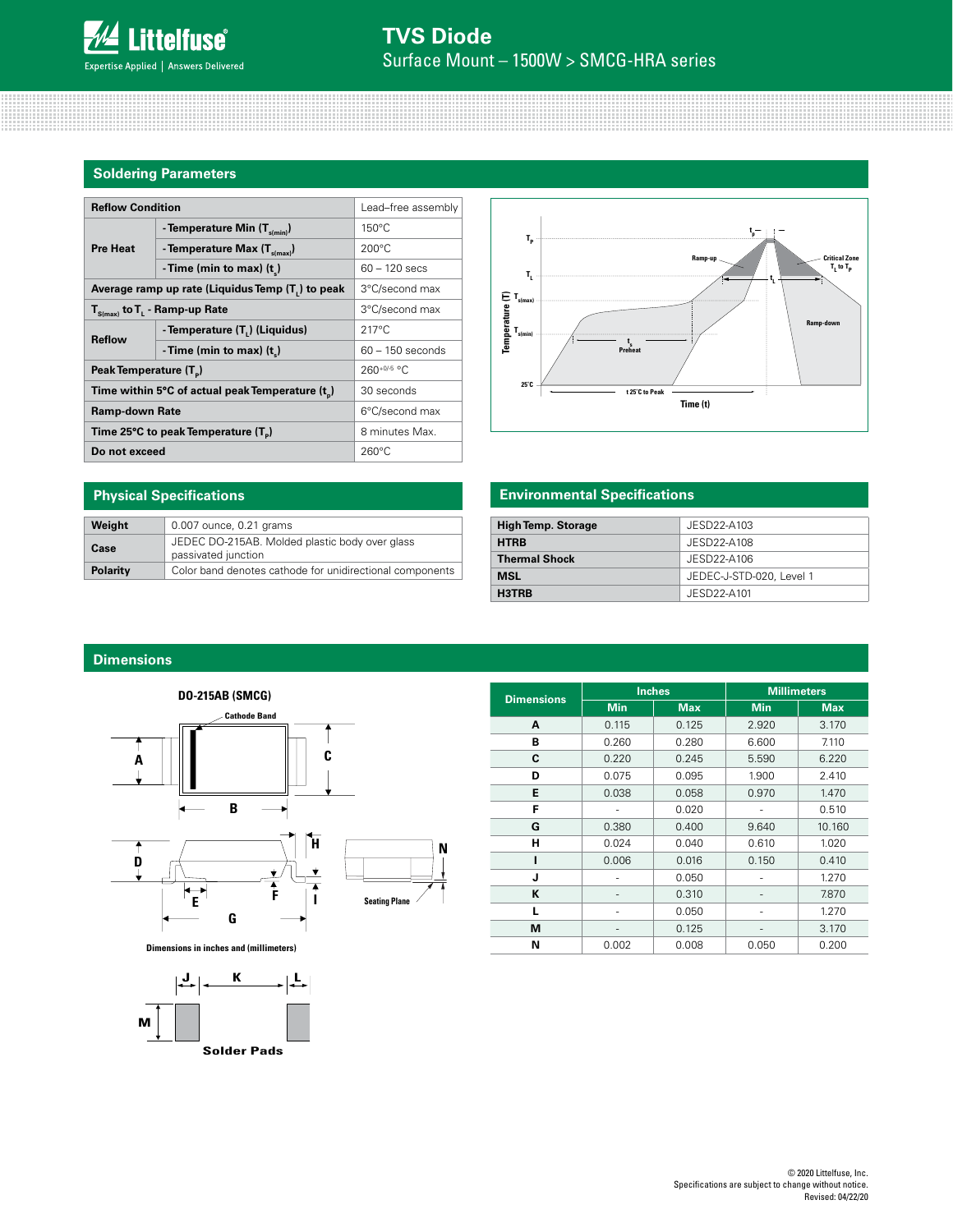# TVS Diode

Surface Mount – 1500W > SMCG-HRA series

## Soldering Parameters

| Reflow Condition | | Lead–free assembly |
|---|---|---|
| Pre Heat | - Temperature Min ($T_{s(min)}$) | 150°C |
| | - Temperature Max ($T_{s(max)}$) | 200°C |
| | - Time (min to max) ($t_s$) | 60 – 120 secs |
| Average ramp up rate (Liquidus Temp ($T_L$) to peak | | 3°C/second max |
| $T_{S(max)}$ to $T_L$ - Ramp-up Rate | | 3°C/second max |
| Reflow | - Temperature ($T_L$) (Liquidus) | 217°C |
| | - Time (min to max) ($t_s$) | 60 – 150 seconds |
| Peak Temperature ($T_P$) | | $260^{+0/-5}$ °C |
| Time within 5°C of actual peak Temperature ($t_p$) | | 30 seconds |
| Ramp-down Rate | | 6°C/second max |
| Time 25°C to peak Temperature ($T_P$) | | 8 minutes Max. |
| Do not exceed | | 260°C |

## Physical Specifications

| | |
|---|---|
| Weight | 0.007 ounce, 0.21 grams |
| Case | JEDEC DO-215AB. Molded plastic body over glass passivated junction |
| Polarity | Color band denotes cathode for unidirectional components |

## Environmental Specifications

| | |
|---|---|
| High Temp. Storage | JESD22-A103 |
| HTRB | JESD22-A108 |
| Thermal Shock | JESD22-A106 |
| MSL | JEDEC-J-STD-020, Level 1 |
| H3TRB | JESD22-A101 |

## Dimensions

DO-215AB (SMCG)

Dimensions in inches and (millimeters)

Solder Pads

| Dimensions | Inches | | Millimeters | |
|---|---|---|---|---|
| | Min | Max | Min | Max |
| A | 0.115 | 0.125 | 2.920 | 3.170 |
| B | 0.260 | 0.280 | 6.600 | 7.110 |
| C | 0.220 | 0.245 | 5.590 | 6.220 |
| D | 0.075 | 0.095 | 1.900 | 2.410 |
| E | 0.038 | 0.058 | 0.970 | 1.470 |
| F | - | 0.020 | - | 0.510 |
| G | 0.380 | 0.400 | 9.640 | 10.160 |
| H | 0.024 | 0.040 | 0.610 | 1.020 |
| I | 0.006 | 0.016 | 0.150 | 0.410 |
| J | - | 0.050 | - | 1.270 |
| K | - | 0.310 | - | 7.870 |
| L | - | 0.050 | - | 1.270 |
| M | - | 0.125 | - | 3.170 |
| N | 0.002 | 0.008 | 0.050 | 0.200 |

© 2020 Littelfuse, Inc.
Specifications are subject to change without notice.
Revised: 04/22/20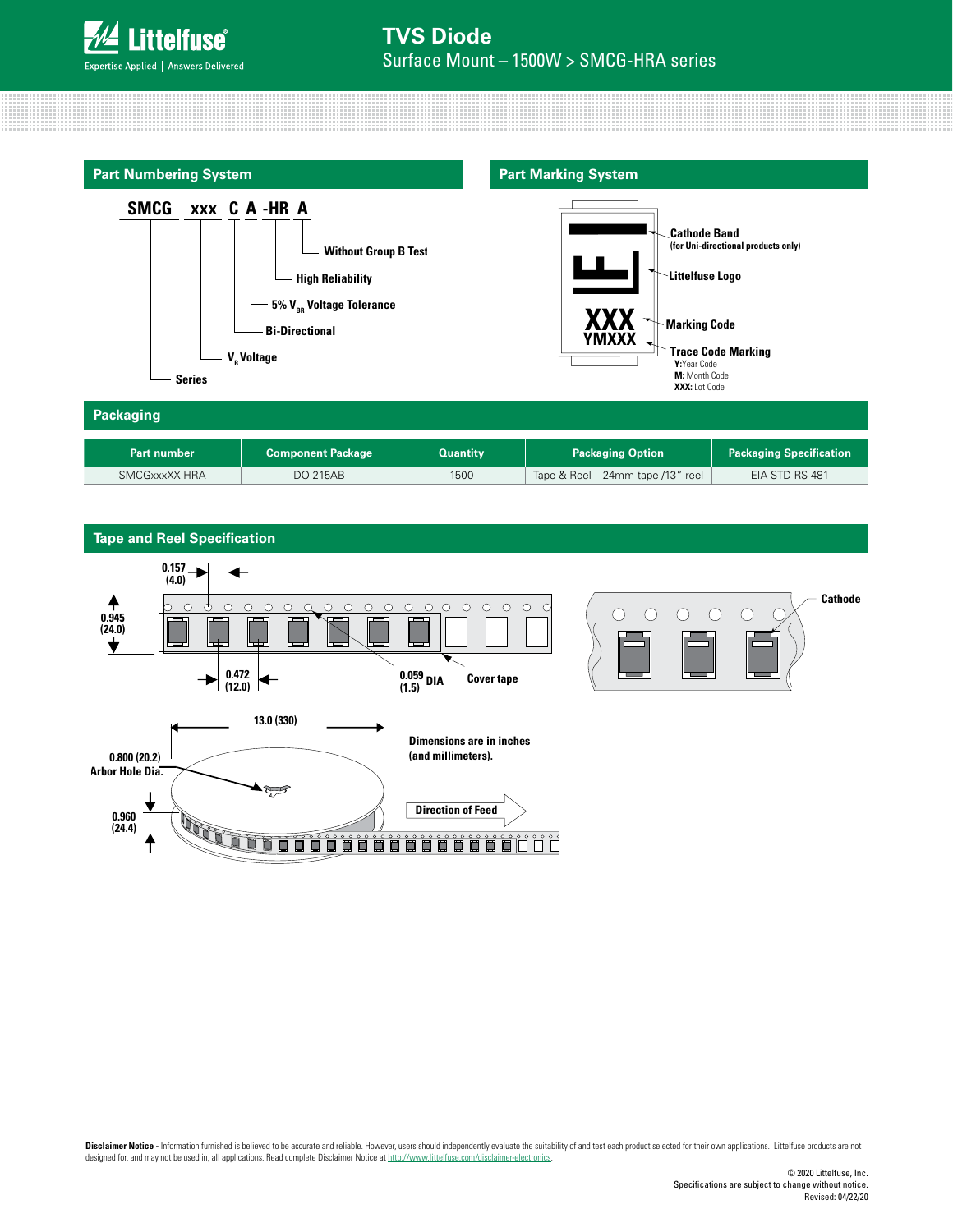## Part Numbering System

SMCG xxx C A -HR A

- Without Group B Test
- High Reliability
- 5% $V_{BR}$ Voltage Tolerance
- Bi-Directional
- $V_R$ Voltage
- Series

## Part Marking System

Cathode Band
(for Uni-directional products only)

Littelfuse Logo

XXX
YMXXX

Marking Code

Trace Code Marking
**Y:** Year Code
**M:** Month Code
**XXX:** Lot Code

## Packaging

| Part number | Component Package | Quantity | Packaging Option | Packaging Specification |
|---|---|---|---|---|
| SMCGxxxXX-HRA | DO-215AB | 1500 | Tape & Reel – 24mm tape /13" reel | EIA STD RS-481 |

## Tape and Reel Specification

0.157
(4.0)

0.945
(24.0)

0.472
(12.0)

0.059
(1.5) DIA

Cover tape

Cathode

13.0 (330)

0.800 (20.2)
Arbor Hole Dia.

0.960
(24.4)

Dimensions are in inches
(and millimeters).

Direction of Feed

**Disclaimer Notice -** Information furnished is believed to be accurate and reliable. However, users should independently evaluate the suitability of and test each product selected for their own applications. Littelfuse products are not designed for, and may not be used in, all applications. Read complete Disclaimer Notice at http://www.littelfuse.com/disclaimer-electronics.